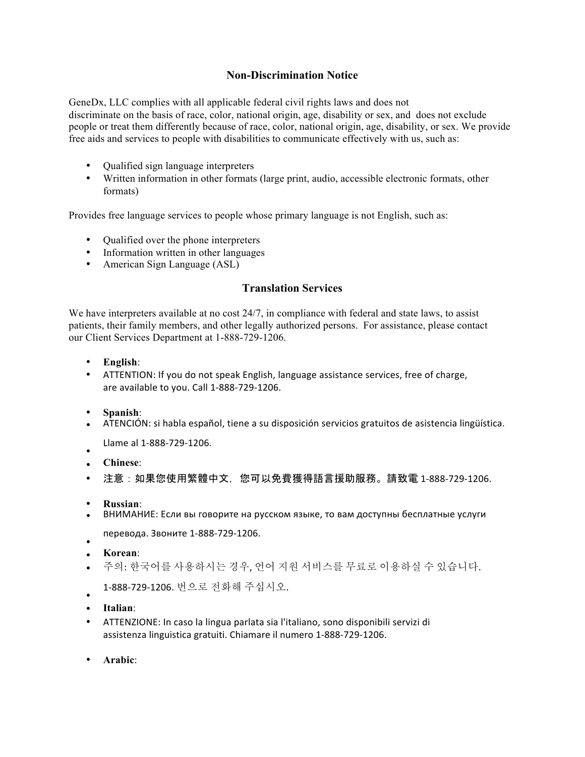## Non-Discrimination Notice

GeneDx, LLC complies with all applicable federal civil rights laws and does not discriminate on the basis of race, color, national origin, age, disability or sex, and does not exclude people or treat them differently because of race, color, national origin, age, disability, or sex. We provide free aids and services to people with disabilities to communicate effectively with us, such as:

- Qualified sign language interpreters
- Written information in other formats (large print, audio, accessible electronic formats, other formats)

Provides free language services to people whose primary language is not English, such as:

- Qualified over the phone interpreters
- Information written in other languages
- American Sign Language (ASL)

## Translation Services

We have interpreters available at no cost 24/7, in compliance with federal and state laws, to assist patients, their family members, and other legally authorized persons. For assistance, please contact our Client Services Department at 1-888-729-1206.

- **English**:
- ATTENTION: If you do not speak English, language assistance services, free of charge, are available to you. Call 1-888-729-1206.

- **Spanish**:
- ATENCIÓN: si habla español, tiene a su disposición servicios gratuitos de asistencia lingüística. Llame al 1-888-729-1206.

- **Chinese**:
- 注意：如果您使用繁體中文，您可以免費獲得語言援助服務。請致電 1-888-729-1206.

- **Russian**:
- ВНИМАНИЕ: Если вы говорите на русском языке, то вам доступны бесплатные услуги перевода. Звоните 1-888-729-1206.

- **Korean**:
- 주의: 한국어를 사용하시는 경우, 언어 지원 서비스를 무료로 이용하실 수 있습니다. 1-888-729-1206. 번으로 전화해 주십시오.

- **Italian**:
- ATTENZIONE: In caso la lingua parlata sia l'italiano, sono disponibili servizi di assistenza linguistica gratuiti. Chiamare il numero 1-888-729-1206.

- **Arabic**: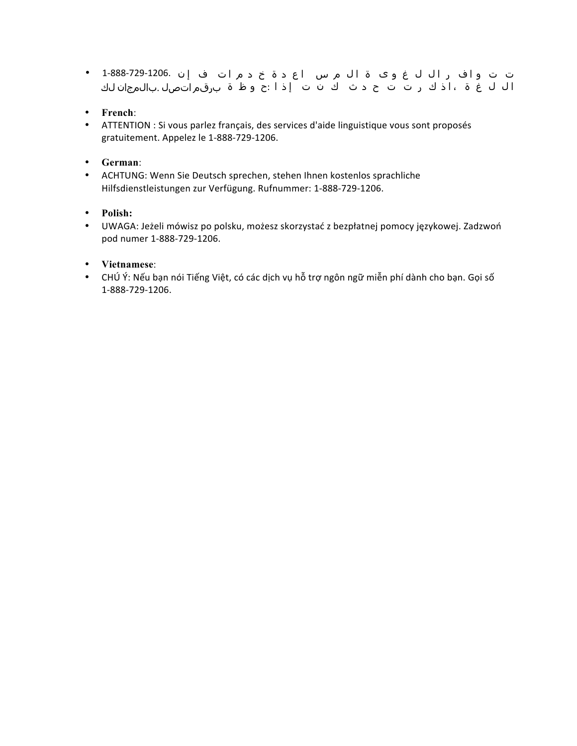- 1-888-729-1206. ت ت واف ر ال ل غ وى ة ال م س اع د ة خ د م ا ت ف إن ال ل غ ة ، اذ ك ر ت ت ح د ث ك ن ت إذ ا :ح و ظ ة برقماتصل .بالمجان لك

- **French**:
- ATTENTION : Si vous parlez français, des services d'aide linguistique vous sont proposés gratuitement. Appelez le 1-888-729-1206.

- **German**:
- ACHTUNG: Wenn Sie Deutsch sprechen, stehen Ihnen kostenlos sprachliche Hilfsdienstleistungen zur Verfügung. Rufnummer: 1-888-729-1206.

- **Polish:**
- UWAGA: Jeżeli mówisz po polsku, możesz skorzystać z bezpłatnej pomocy językowej. Zadzwoń pod numer 1-888-729-1206.

- **Vietnamese**:
- CHÚ Ý: Nếu bạn nói Tiếng Việt, có các dịch vụ hỗ trợ ngôn ngữ miễn phí dành cho bạn. Gọi số 1-888-729-1206.